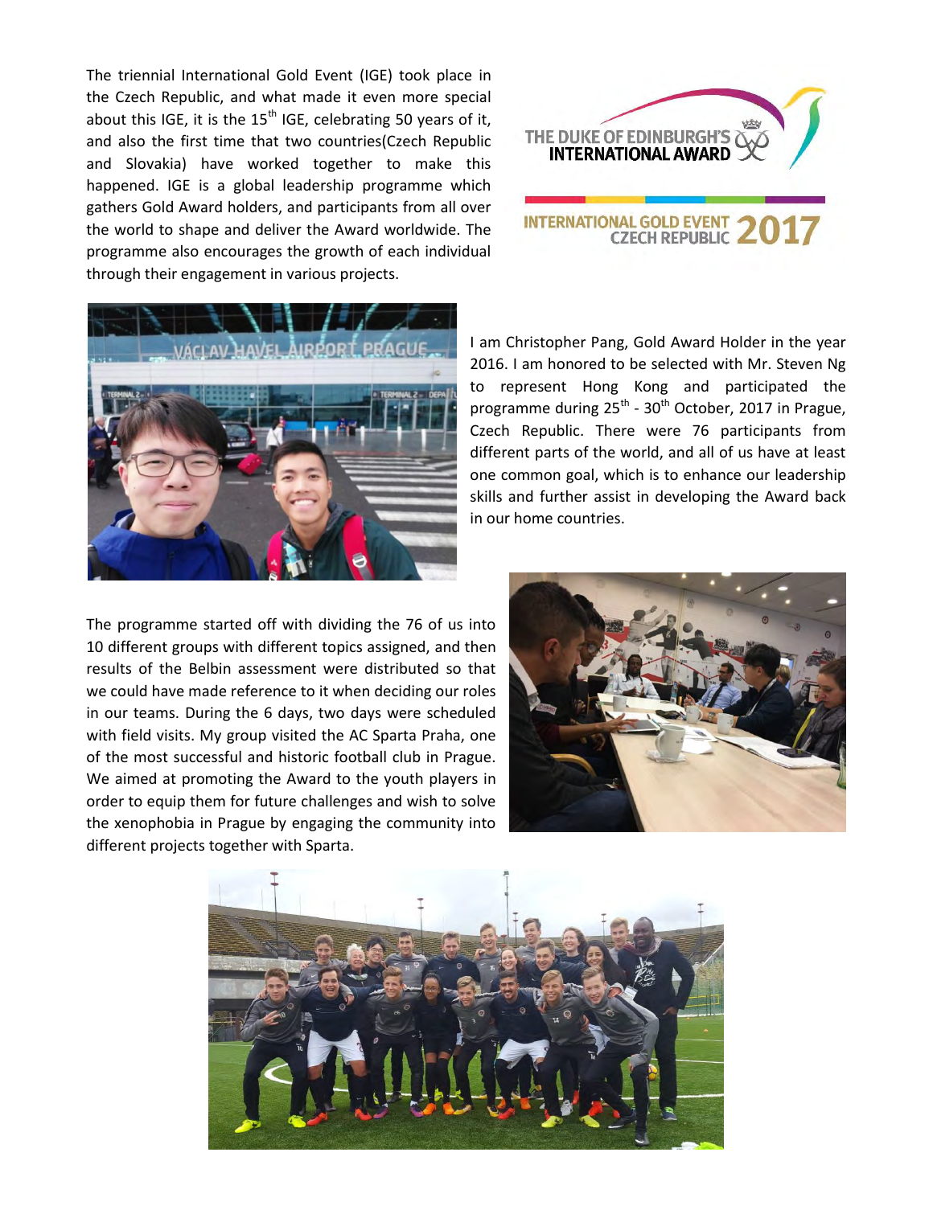The triennial International Gold Event (IGE) took place in the Czech Republic, and what made it even more special about this IGE, it is the 15th IGE, celebrating 50 years of it, and also the first time that two countries(Czech Republic and Slovakia) have worked together to make this happened. IGE is a global leadership programme which gathers Gold Award holders, and participants from all over the world to shape and deliver the Award worldwide. The programme also encourages the growth of each individual through their engagement in various projects.

I am Christopher Pang, Gold Award Holder in the year 2016. I am honored to be selected with Mr. Steven Ng to represent Hong Kong and participated the programme during 25th - 30th October, 2017 in Prague, Czech Republic. There were 76 participants from different parts of the world, and all of us have at least one common goal, which is to enhance our leadership skills and further assist in developing the Award back in our home countries.

The programme started off with dividing the 76 of us into 10 different groups with different topics assigned, and then results of the Belbin assessment were distributed so that we could have made reference to it when deciding our roles in our teams. During the 6 days, two days were scheduled with field visits. My group visited the AC Sparta Praha, one of the most successful and historic football club in Prague. We aimed at promoting the Award to the youth players in order to equip them for future challenges and wish to solve the xenophobia in Prague by engaging the community into different projects together with Sparta.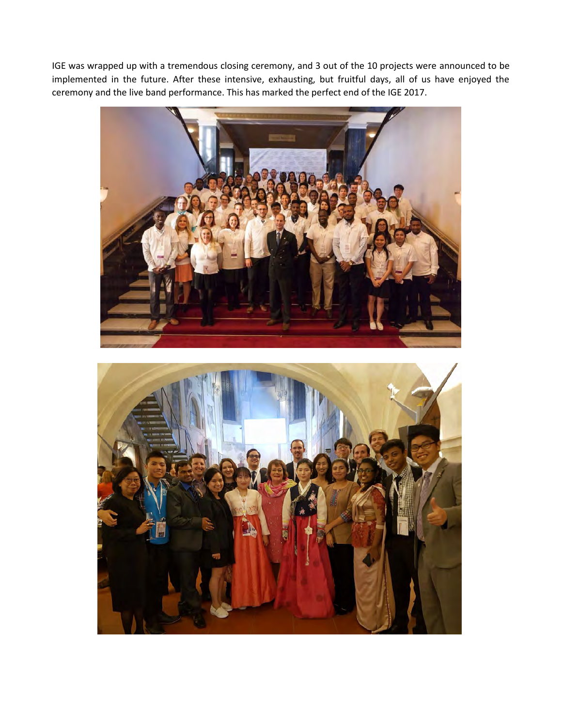IGE was wrapped up with a tremendous closing ceremony, and 3 out of the 10 projects were announced to be implemented in the future. After these intensive, exhausting, but fruitful days, all of us have enjoyed the ceremony and the live band performance. This has marked the perfect end of the IGE 2017.